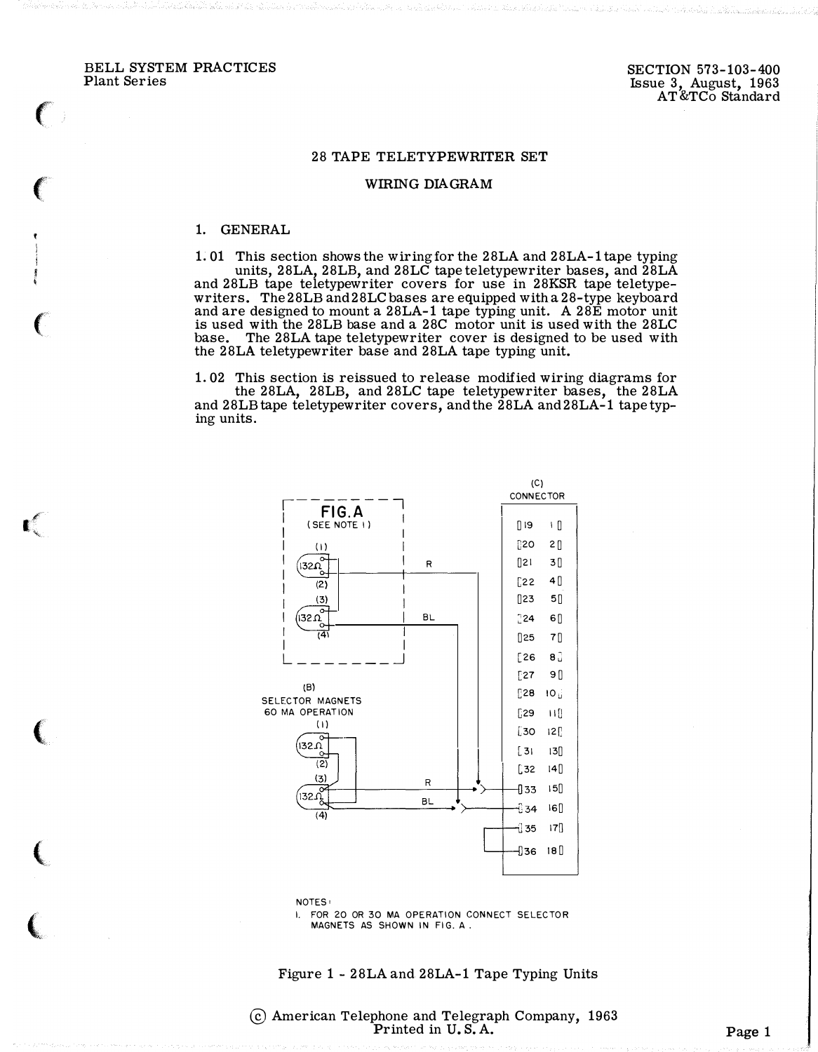BELL SYSTEM PRACTICES
Plant Series

SECTION 573-103-400
Issue 3, August, 1963
AT&TCo Standard

# 28 TAPE TELETYPEWRITER SET

## WIRING DIAGRAM

### 1. GENERAL

1.01 This section shows the wiring for the 28LA and 28LA-1 tape typing units, 28LA, 28LB, and 28LC tape teletypewriter bases, and 28LA and 28LB tape teletypewriter covers for use in 28KSR tape teletypewriters. The 28LB and 28LC bases are equipped with a 28-type keyboard and are designed to mount a 28LA-1 tape typing unit. A 28E motor unit is used with the 28LB base and a 28C motor unit is used with the 28LC base. The 28LA tape teletypewriter cover is designed to be used with the 28LA teletypewriter base and 28LA tape typing unit.

1.02 This section is reissued to release modified wiring diagrams for the 28LA, 28LB, and 28LC tape teletypewriter bases, the 28LA and 28LB tape teletypewriter covers, and the 28LA and 28LA-1 tape typing units.

FIG. A (SEE NOTE 1)

(B) SELECTOR MAGNETS 60 MA OPERATION

(C) CONNECTOR

NOTES:
1. FOR 20 OR 30 MA OPERATION CONNECT SELECTOR MAGNETS AS SHOWN IN FIG. A.

Figure 1 - 28LA and 28LA-1 Tape Typing Units

© American Telephone and Telegraph Company, 1963
Printed in U.S.A.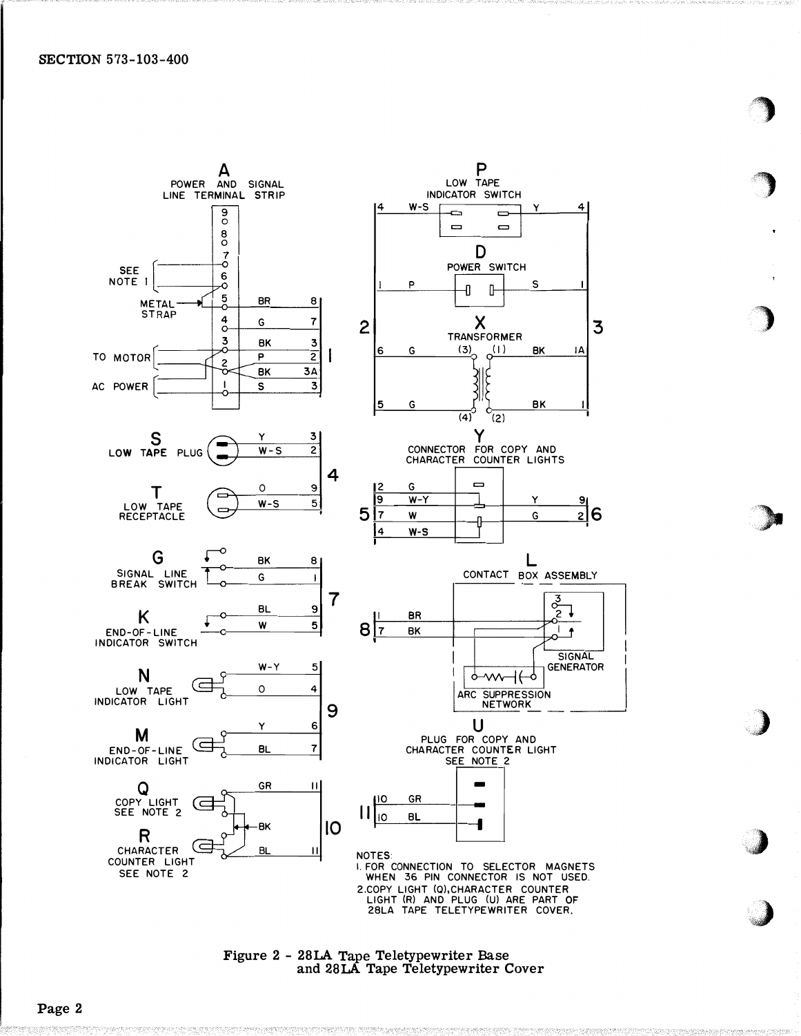A
POWER AND SIGNAL LINE TERMINAL STRIP

SEE NOTE 1

METAL STRAP

TO MOTOR

AC POWER

P
LOW TAPE INDICATOR SWITCH

D
POWER SWITCH

X
TRANSFORMER

S
LOW TAPE PLUG

T
LOW TAPE RECEPTACLE

Y
CONNECTOR FOR COPY AND CHARACTER COUNTER LIGHTS

G
SIGNAL LINE BREAK SWITCH

K
END-OF-LINE INDICATOR SWITCH

L
CONTACT BOX ASSEMBLY

SIGNAL GENERATOR

ARC SUPPRESSION NETWORK

N
LOW TAPE INDICATOR LIGHT

M
END-OF-LINE INDICATOR LIGHT

U
PLUG FOR COPY AND CHARACTER COUNTER LIGHT
SEE NOTE 2

Q
COPY LIGHT
SEE NOTE 2

R
CHARACTER COUNTER LIGHT
SEE NOTE 2

NOTES:
1. FOR CONNECTION TO SELECTOR MAGNETS WHEN 36 PIN CONNECTOR IS NOT USED.
2. COPY LIGHT (Q), CHARACTER COUNTER LIGHT (R) AND PLUG (U) ARE PART OF 28LA TAPE TELETYPEWRITER COVER.

Figure 2 - 28LA Tape Teletypewriter Base and 28LA Tape Teletypewriter Cover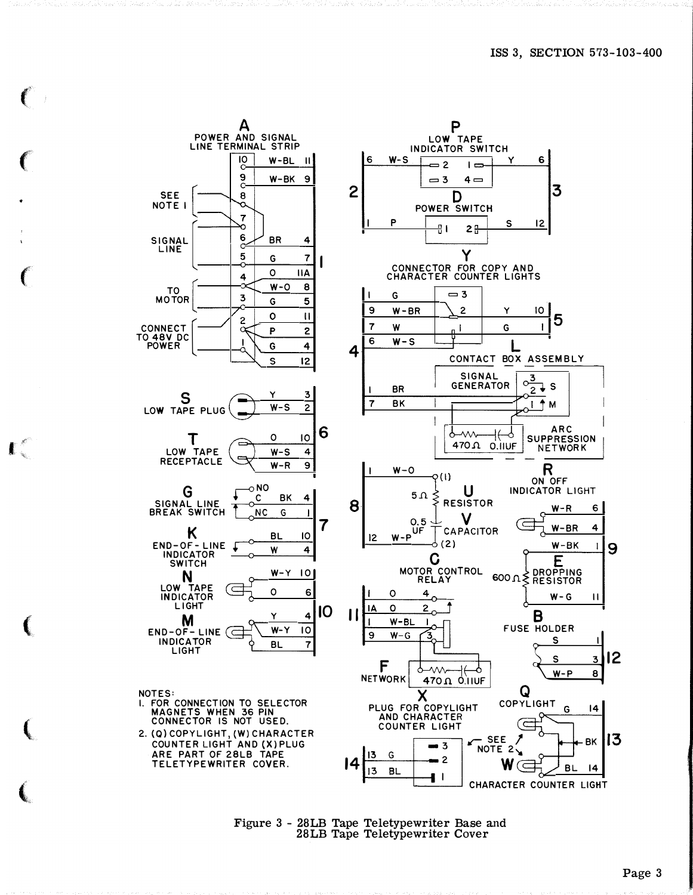NOTES:

1. FOR CONNECTION TO SELECTOR MAGNETS WHEN 36 PIN CONNECTOR IS NOT USED.
2. (Q) COPYLIGHT, (W) CHARACTER COUNTER LIGHT AND (X) PLUG ARE PART OF 28LB TAPE TELETYPEWRITER COVER.

Figure 3 - 28LB Tape Teletypewriter Base and 28LB Tape Teletypewriter Cover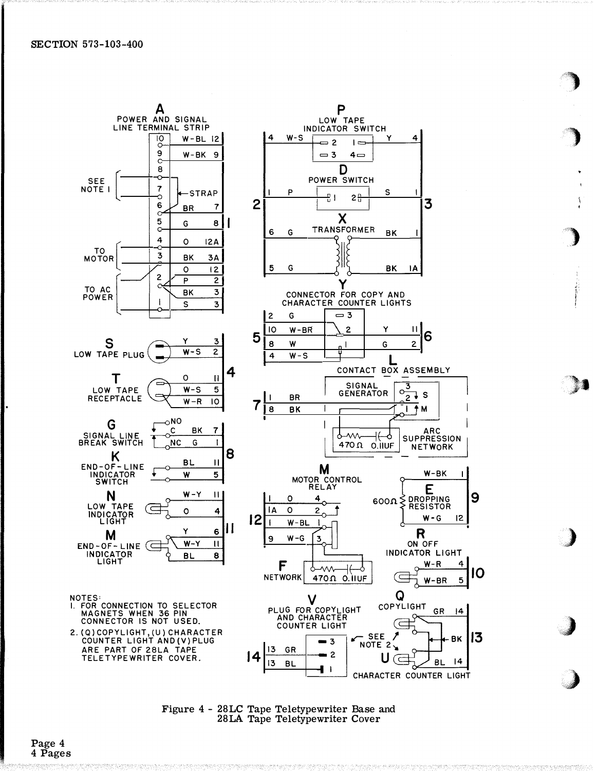A
POWER AND SIGNAL LINE TERMINAL STRIP

SEE NOTE 1

STRAP

TO MOTOR

TO AC POWER

S
LOW TAPE PLUG

T
LOW TAPE RECEPTACLE

G
SIGNAL LINE BREAK SWITCH

K
END-OF-LINE INDICATOR SWITCH

N
LOW TAPE INDICATOR LIGHT

M
END-OF-LINE INDICATOR LIGHT

P
LOW TAPE INDICATOR SWITCH

D
POWER SWITCH

X
TRANSFORMER

Y
CONNECTOR FOR COPY AND CHARACTER COUNTER LIGHTS

L
CONTACT BOX ASSEMBLY

SIGNAL GENERATOR

ARC SUPPRESSION NETWORK

470Ω 0.11UF

M
MOTOR CONTROL RELAY

F
NETWORK

470Ω 0.11UF

E
600Ω DROPPING RESISTOR

R
ON OFF INDICATOR LIGHT

V
PLUG FOR COPYLIGHT AND CHARACTER COUNTER LIGHT

Q
COPYLIGHT

SEE NOTE 2

U
CHARACTER COUNTER LIGHT

NOTES:

1. FOR CONNECTION TO SELECTOR MAGNETS WHEN 36 PIN CONNECTOR IS NOT USED.
2. (Q) COPYLIGHT, (U) CHARACTER COUNTER LIGHT AND (V) PLUG ARE PART OF 28LA TAPE TELETYPEWRITER COVER.

Figure 4 - 28LC Tape Teletypewriter Base and 28LA Tape Teletypewriter Cover